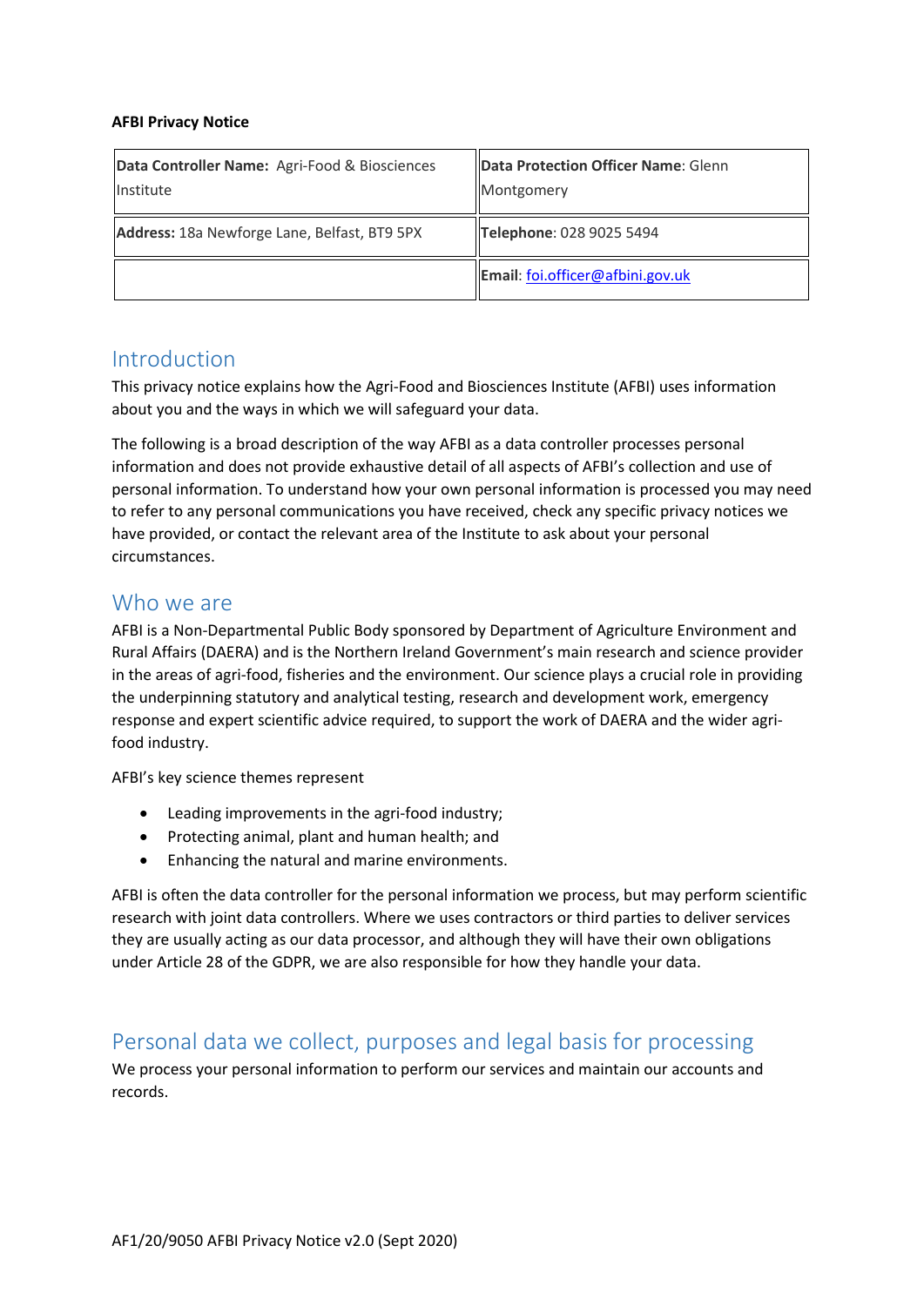**AFBI Privacy Notice**

| **Data Controller Name:** Agri-Food & Biosciences Institute | **Data Protection Officer Name**: Glenn Montgomery |
|---|---|
| **Address:** 18a Newforge Lane, Belfast, BT9 5PX | **Telephone**: 028 9025 5494 |
| | **Email**: foi.officer@afbini.gov.uk |

## Introduction

This privacy notice explains how the Agri-Food and Biosciences Institute (AFBI) uses information about you and the ways in which we will safeguard your data.

The following is a broad description of the way AFBI as a data controller processes personal information and does not provide exhaustive detail of all aspects of AFBI's collection and use of personal information. To understand how your own personal information is processed you may need to refer to any personal communications you have received, check any specific privacy notices we have provided, or contact the relevant area of the Institute to ask about your personal circumstances.

## Who we are

AFBI is a Non-Departmental Public Body sponsored by Department of Agriculture Environment and Rural Affairs (DAERA) and is the Northern Ireland Government's main research and science provider in the areas of agri-food, fisheries and the environment. Our science plays a crucial role in providing the underpinning statutory and analytical testing, research and development work, emergency response and expert scientific advice required, to support the work of DAERA and the wider agri-food industry.

AFBI's key science themes represent

- Leading improvements in the agri-food industry;
- Protecting animal, plant and human health; and
- Enhancing the natural and marine environments.

AFBI is often the data controller for the personal information we process, but may perform scientific research with joint data controllers. Where we uses contractors or third parties to deliver services they are usually acting as our data processor, and although they will have their own obligations under Article 28 of the GDPR, we are also responsible for how they handle your data.

## Personal data we collect, purposes and legal basis for processing

We process your personal information to perform our services and maintain our accounts and records.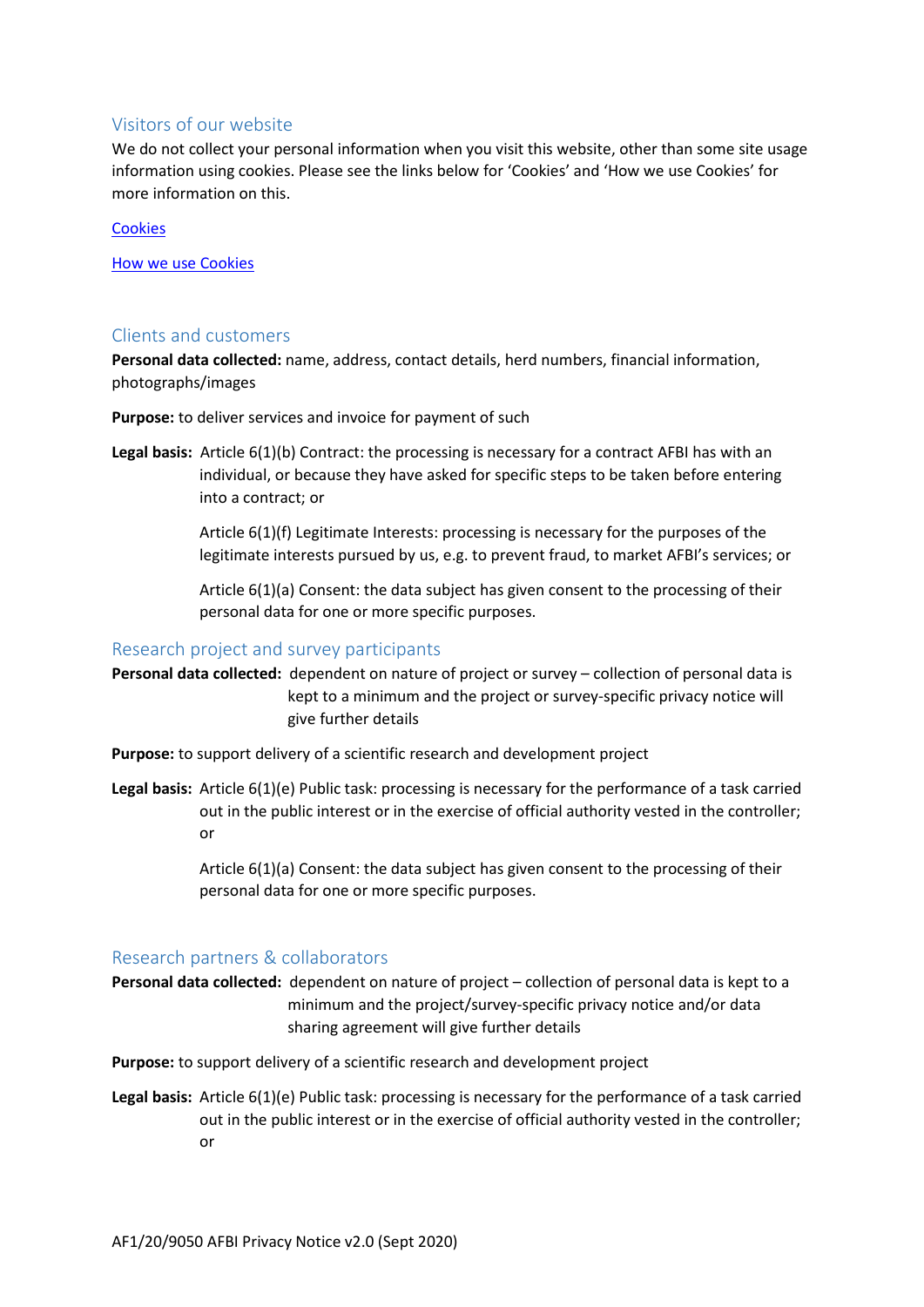## Visitors of our website

We do not collect your personal information when you visit this website, other than some site usage information using cookies. Please see the links below for 'Cookies' and 'How we use Cookies' for more information on this.

Cookies

How we use Cookies

## Clients and customers

**Personal data collected:** name, address, contact details, herd numbers, financial information, photographs/images

**Purpose:** to deliver services and invoice for payment of such

**Legal basis:** Article 6(1)(b) Contract: the processing is necessary for a contract AFBI has with an individual, or because they have asked for specific steps to be taken before entering into a contract; or

Article 6(1)(f) Legitimate Interests: processing is necessary for the purposes of the legitimate interests pursued by us, e.g. to prevent fraud, to market AFBI's services; or

Article 6(1)(a) Consent: the data subject has given consent to the processing of their personal data for one or more specific purposes.

## Research project and survey participants

**Personal data collected:** dependent on nature of project or survey – collection of personal data is kept to a minimum and the project or survey-specific privacy notice will give further details

**Purpose:** to support delivery of a scientific research and development project

**Legal basis:** Article 6(1)(e) Public task: processing is necessary for the performance of a task carried out in the public interest or in the exercise of official authority vested in the controller; or

Article 6(1)(a) Consent: the data subject has given consent to the processing of their personal data for one or more specific purposes.

## Research partners & collaborators

**Personal data collected:** dependent on nature of project – collection of personal data is kept to a minimum and the project/survey-specific privacy notice and/or data sharing agreement will give further details

**Purpose:** to support delivery of a scientific research and development project

**Legal basis:** Article 6(1)(e) Public task: processing is necessary for the performance of a task carried out in the public interest or in the exercise of official authority vested in the controller; or

AF1/20/9050 AFBI Privacy Notice v2.0 (Sept 2020)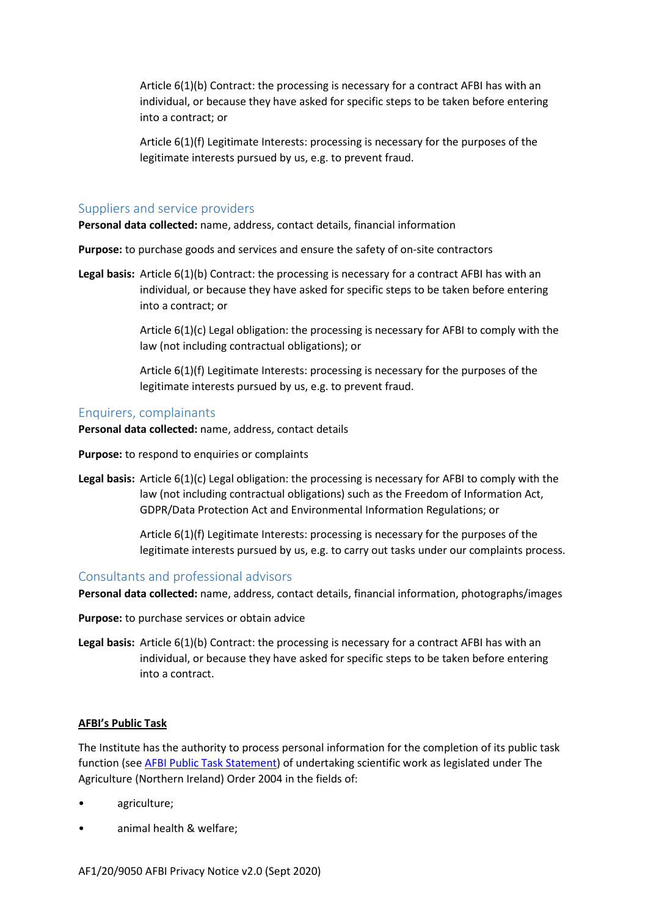Article 6(1)(b) Contract: the processing is necessary for a contract AFBI has with an individual, or because they have asked for specific steps to be taken before entering into a contract; or

Article 6(1)(f) Legitimate Interests: processing is necessary for the purposes of the legitimate interests pursued by us, e.g. to prevent fraud.

### Suppliers and service providers

**Personal data collected:** name, address, contact details, financial information

**Purpose:** to purchase goods and services and ensure the safety of on-site contractors

**Legal basis:** Article 6(1)(b) Contract: the processing is necessary for a contract AFBI has with an individual, or because they have asked for specific steps to be taken before entering into a contract; or

Article 6(1)(c) Legal obligation: the processing is necessary for AFBI to comply with the law (not including contractual obligations); or

Article 6(1)(f) Legitimate Interests: processing is necessary for the purposes of the legitimate interests pursued by us, e.g. to prevent fraud.

### Enquirers, complainants

**Personal data collected:** name, address, contact details

**Purpose:** to respond to enquiries or complaints

**Legal basis:** Article 6(1)(c) Legal obligation: the processing is necessary for AFBI to comply with the law (not including contractual obligations) such as the Freedom of Information Act, GDPR/Data Protection Act and Environmental Information Regulations; or

Article 6(1)(f) Legitimate Interests: processing is necessary for the purposes of the legitimate interests pursued by us, e.g. to carry out tasks under our complaints process.

### Consultants and professional advisors

**Personal data collected:** name, address, contact details, financial information, photographs/images

**Purpose:** to purchase services or obtain advice

**Legal basis:** Article 6(1)(b) Contract: the processing is necessary for a contract AFBI has with an individual, or because they have asked for specific steps to be taken before entering into a contract.

**AFBI's Public Task**

The Institute has the authority to process personal information for the completion of its public task function (see AFBI Public Task Statement) of undertaking scientific work as legislated under The Agriculture (Northern Ireland) Order 2004 in the fields of:

- agriculture;
- animal health & welfare;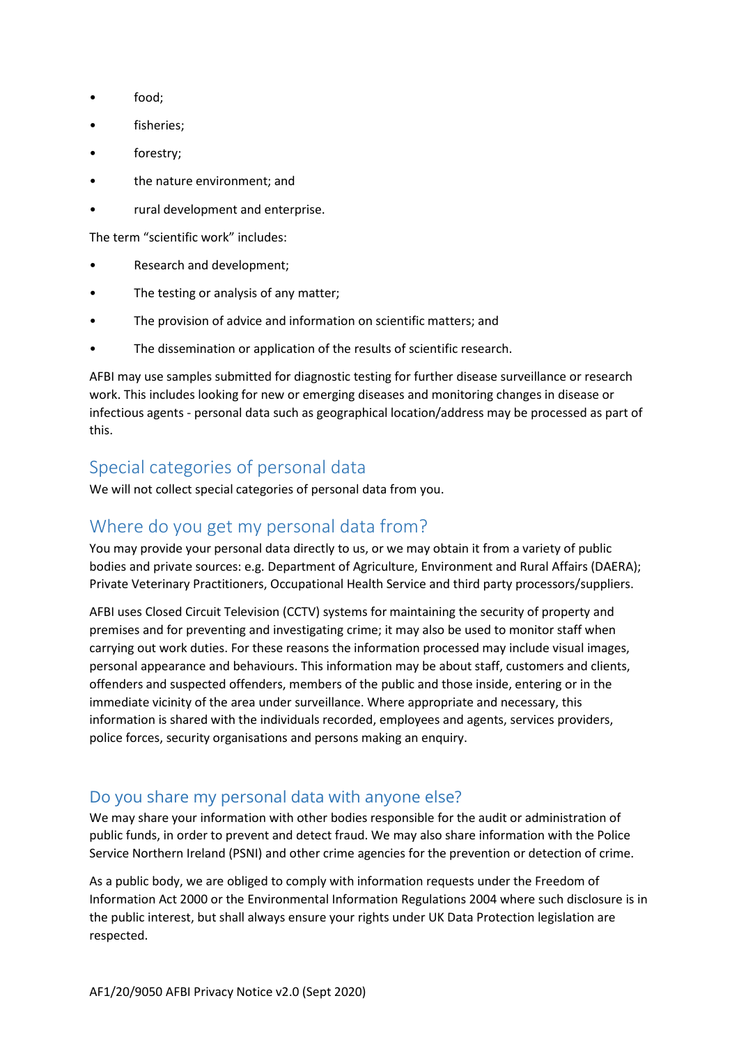- food;
- fisheries;
- forestry;
- the nature environment; and
- rural development and enterprise.

The term "scientific work" includes:

- Research and development;
- The testing or analysis of any matter;
- The provision of advice and information on scientific matters; and
- The dissemination or application of the results of scientific research.

AFBI may use samples submitted for diagnostic testing for further disease surveillance or research work. This includes looking for new or emerging diseases and monitoring changes in disease or infectious agents - personal data such as geographical location/address may be processed as part of this.

## Special categories of personal data

We will not collect special categories of personal data from you.

## Where do you get my personal data from?

You may provide your personal data directly to us, or we may obtain it from a variety of public bodies and private sources: e.g. Department of Agriculture, Environment and Rural Affairs (DAERA); Private Veterinary Practitioners, Occupational Health Service and third party processors/suppliers.

AFBI uses Closed Circuit Television (CCTV) systems for maintaining the security of property and premises and for preventing and investigating crime; it may also be used to monitor staff when carrying out work duties. For these reasons the information processed may include visual images, personal appearance and behaviours. This information may be about staff, customers and clients, offenders and suspected offenders, members of the public and those inside, entering or in the immediate vicinity of the area under surveillance. Where appropriate and necessary, this information is shared with the individuals recorded, employees and agents, services providers, police forces, security organisations and persons making an enquiry.

## Do you share my personal data with anyone else?

We may share your information with other bodies responsible for the audit or administration of public funds, in order to prevent and detect fraud. We may also share information with the Police Service Northern Ireland (PSNI) and other crime agencies for the prevention or detection of crime.

As a public body, we are obliged to comply with information requests under the Freedom of Information Act 2000 or the Environmental Information Regulations 2004 where such disclosure is in the public interest, but shall always ensure your rights under UK Data Protection legislation are respected.

AF1/20/9050 AFBI Privacy Notice v2.0 (Sept 2020)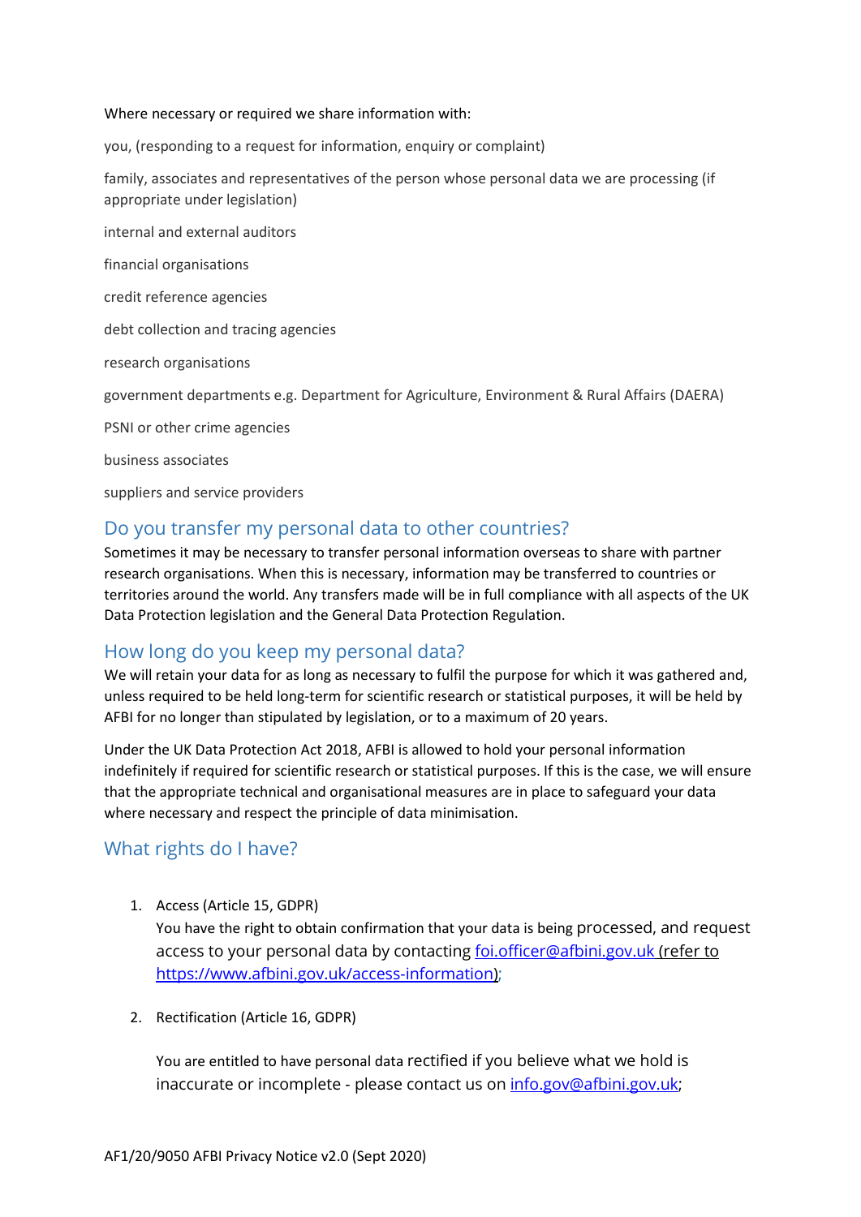Where necessary or required we share information with:

you, (responding to a request for information, enquiry or complaint)

family, associates and representatives of the person whose personal data we are processing (if appropriate under legislation)

internal and external auditors

financial organisations

credit reference agencies

debt collection and tracing agencies

research organisations

government departments e.g. Department for Agriculture, Environment & Rural Affairs (DAERA)

PSNI or other crime agencies

business associates

suppliers and service providers

## Do you transfer my personal data to other countries?

Sometimes it may be necessary to transfer personal information overseas to share with partner research organisations. When this is necessary, information may be transferred to countries or territories around the world. Any transfers made will be in full compliance with all aspects of the UK Data Protection legislation and the General Data Protection Regulation.

## How long do you keep my personal data?

We will retain your data for as long as necessary to fulfil the purpose for which it was gathered and, unless required to be held long-term for scientific research or statistical purposes, it will be held by AFBI for no longer than stipulated by legislation, or to a maximum of 20 years.

Under the UK Data Protection Act 2018, AFBI is allowed to hold your personal information indefinitely if required for scientific research or statistical purposes. If this is the case, we will ensure that the appropriate technical and organisational measures are in place to safeguard your data where necessary and respect the principle of data minimisation.

## What rights do I have?

1. Access (Article 15, GDPR)
   You have the right to obtain confirmation that your data is being processed, and request access to your personal data by contacting foi.officer@afbini.gov.uk (refer to https://www.afbini.gov.uk/access-information);

2. Rectification (Article 16, GDPR)

   You are entitled to have personal data rectified if you believe what we hold is inaccurate or incomplete - please contact us on info.gov@afbini.gov.uk;

AF1/20/9050 AFBI Privacy Notice v2.0 (Sept 2020)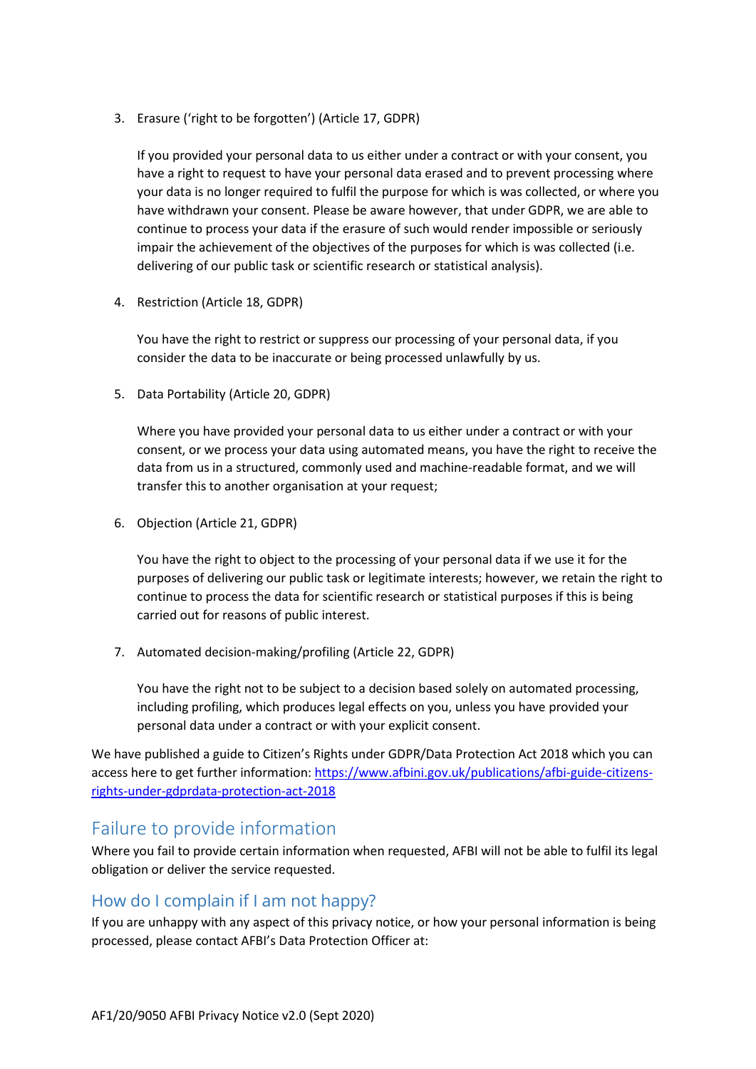3. Erasure ('right to be forgotten') (Article 17, GDPR)

   If you provided your personal data to us either under a contract or with your consent, you have a right to request to have your personal data erased and to prevent processing where your data is no longer required to fulfil the purpose for which is was collected, or where you have withdrawn your consent. Please be aware however, that under GDPR, we are able to continue to process your data if the erasure of such would render impossible or seriously impair the achievement of the objectives of the purposes for which is was collected (i.e. delivering of our public task or scientific research or statistical analysis).

4. Restriction (Article 18, GDPR)

   You have the right to restrict or suppress our processing of your personal data, if you consider the data to be inaccurate or being processed unlawfully by us.

5. Data Portability (Article 20, GDPR)

   Where you have provided your personal data to us either under a contract or with your consent, or we process your data using automated means, you have the right to receive the data from us in a structured, commonly used and machine-readable format, and we will transfer this to another organisation at your request;

6. Objection (Article 21, GDPR)

   You have the right to object to the processing of your personal data if we use it for the purposes of delivering our public task or legitimate interests; however, we retain the right to continue to process the data for scientific research or statistical purposes if this is being carried out for reasons of public interest.

7. Automated decision-making/profiling (Article 22, GDPR)

   You have the right not to be subject to a decision based solely on automated processing, including profiling, which produces legal effects on you, unless you have provided your personal data under a contract or with your explicit consent.

We have published a guide to Citizen's Rights under GDPR/Data Protection Act 2018 which you can access here to get further information: https://www.afbini.gov.uk/publications/afbi-guide-citizens-rights-under-gdprdata-protection-act-2018

## Failure to provide information

Where you fail to provide certain information when requested, AFBI will not be able to fulfil its legal obligation or deliver the service requested.

## How do I complain if I am not happy?

If you are unhappy with any aspect of this privacy notice, or how your personal information is being processed, please contact AFBI's Data Protection Officer at:

AF1/20/9050 AFBI Privacy Notice v2.0 (Sept 2020)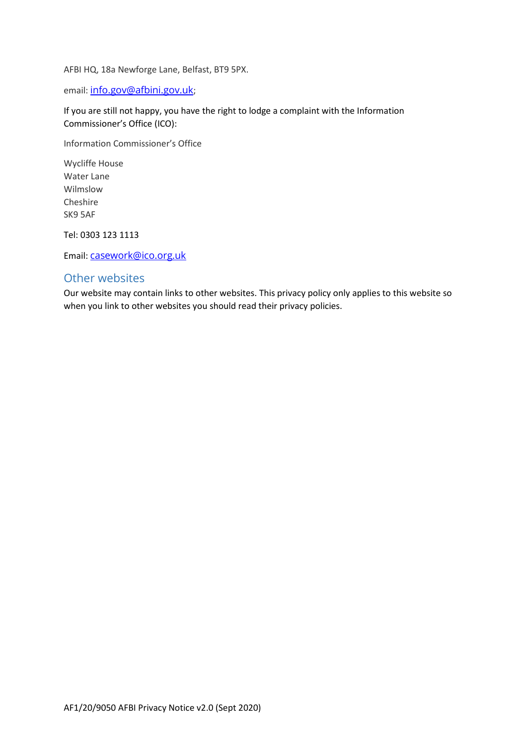AFBI HQ, 18a Newforge Lane, Belfast, BT9 5PX.

email: info.gov@afbini.gov.uk;

If you are still not happy, you have the right to lodge a complaint with the Information Commissioner's Office (ICO):

Information Commissioner's Office

Wycliffe House
Water Lane
Wilmslow
Cheshire
SK9 5AF

Tel: 0303 123 1113

Email: casework@ico.org.uk

## Other websites

Our website may contain links to other websites. This privacy policy only applies to this website so when you link to other websites you should read their privacy policies.